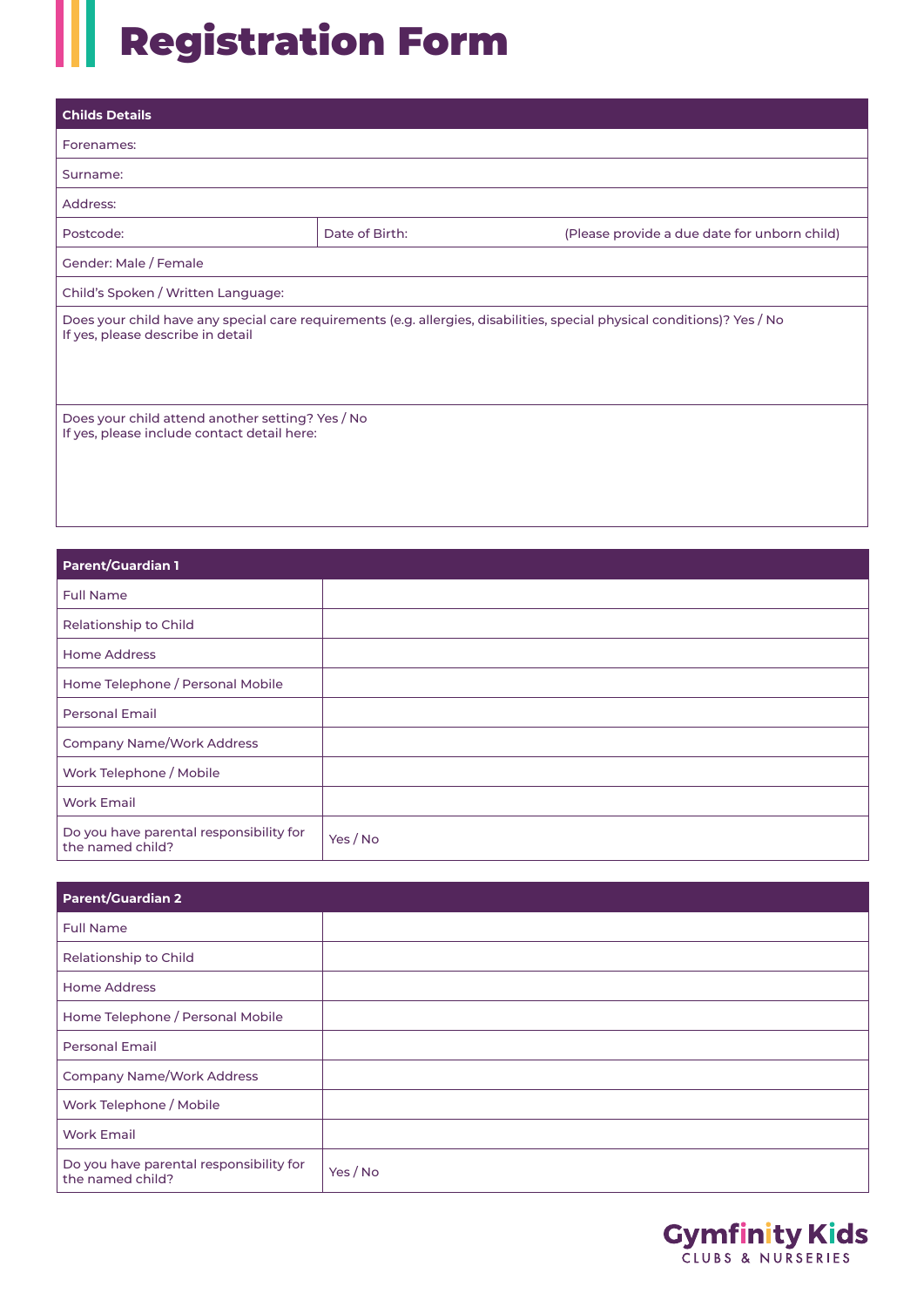# Registration Form

| Childs Details | | |
|---|---|---|
| Forenames: | | |
| Surname: | | |
| Address: | | |
| Postcode: | Date of Birth: | (Please provide a due date for unborn child) |
| Gender: Male / Female | | |
| Child's Spoken / Written Language: | | |
| Does your child have any special care requirements (e.g. allergies, disabilities, special physical conditions)? Yes / No<br>If yes, please describe in detail | | |
| Does your child attend another setting? Yes / No<br>If yes, please include contact detail here: | | |

| Parent/Guardian 1 | |
|---|---|
| Full Name | |
| Relationship to Child | |
| Home Address | |
| Home Telephone / Personal Mobile | |
| Personal Email | |
| Company Name/Work Address | |
| Work Telephone / Mobile | |
| Work Email | |
| Do you have parental responsibility for the named child? | Yes / No |

| Parent/Guardian 2 | |
|---|---|
| Full Name | |
| Relationship to Child | |
| Home Address | |
| Home Telephone / Personal Mobile | |
| Personal Email | |
| Company Name/Work Address | |
| Work Telephone / Mobile | |
| Work Email | |
| Do you have parental responsibility for the named child? | Yes / No |

Gymfinity Kids
CLUBS & NURSERIES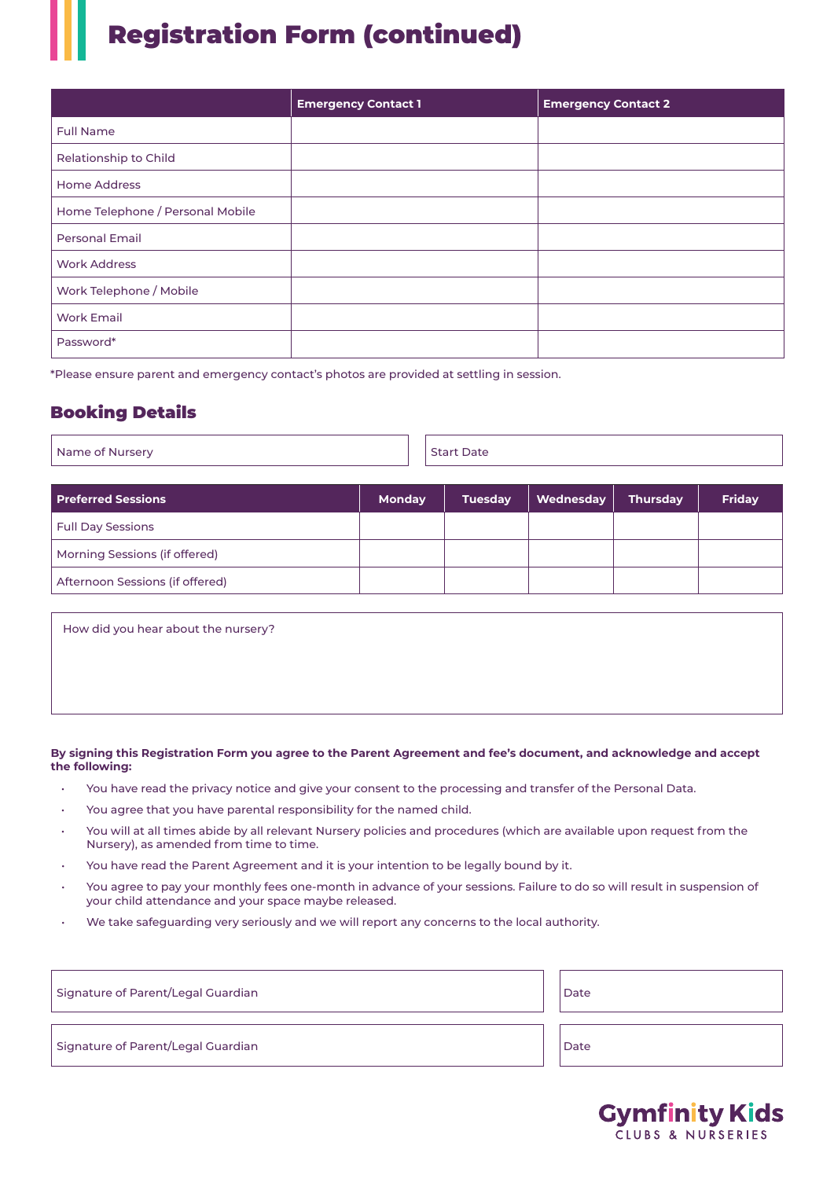# Registration Form (continued)

| | Emergency Contact 1 | Emergency Contact 2 |
|---|---|---|
| Full Name | | |
| Relationship to Child | | |
| Home Address | | |
| Home Telephone / Personal Mobile | | |
| Personal Email | | |
| Work Address | | |
| Work Telephone / Mobile | | |
| Work Email | | |
| Password* | | |

*Please ensure parent and emergency contact's photos are provided at settling in session.

## Booking Details

| | |
|---|---|
| Name of Nursery | Start Date |

| Preferred Sessions | Monday | Tuesday | Wednesday | Thursday | Friday |
|---|---|---|---|---|---|
| Full Day Sessions | | | | | |
| Morning Sessions (if offered) | | | | | |
| Afternoon Sessions (if offered) | | | | | |

How did you hear about the nursery?

**By signing this Registration Form you agree to the Parent Agreement and fee's document, and acknowledge and accept the following:**

- You have read the privacy notice and give your consent to the processing and transfer of the Personal Data.
- You agree that you have parental responsibility for the named child.
- You will at all times abide by all relevant Nursery policies and procedures (which are available upon request from the Nursery), as amended from time to time.
- You have read the Parent Agreement and it is your intention to be legally bound by it.
- You agree to pay your monthly fees one-month in advance of your sessions. Failure to do so will result in suspension of your child attendance and your space maybe released.
- We take safeguarding very seriously and we will report any concerns to the local authority.

| | |
|---|---|
| Signature of Parent/Legal Guardian | Date |
| Signature of Parent/Legal Guardian | Date |

Gymfinity Kids
CLUBS & NURSERIES